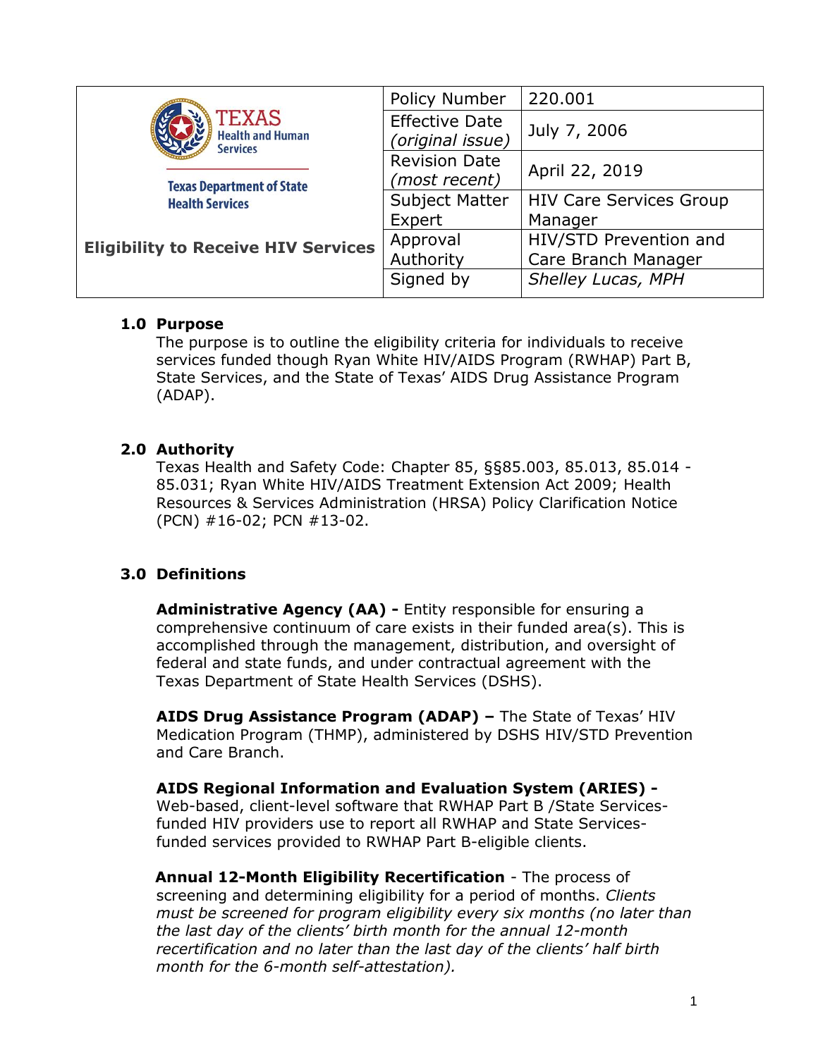| Texas Health and Human Services / Texas Department of State Health Services | Policy Number | 220.001 |
|---|---|---|
| | Effective Date *(original issue)* | July 7, 2006 |
| | Revision Date *(most recent)* | April 22, 2019 |
| **Eligibility to Receive HIV Services** | Subject Matter Expert | HIV Care Services Group Manager |
| | Approval Authority | HIV/STD Prevention and Care Branch Manager |
| | Signed by | *Shelley Lucas, MPH* |

## 1.0 Purpose

The purpose is to outline the eligibility criteria for individuals to receive services funded though Ryan White HIV/AIDS Program (RWHAP) Part B, State Services, and the State of Texas' AIDS Drug Assistance Program (ADAP).

## 2.0 Authority

Texas Health and Safety Code: Chapter 85, §§85.003, 85.013, 85.014 - 85.031; Ryan White HIV/AIDS Treatment Extension Act 2009; Health Resources & Services Administration (HRSA) Policy Clarification Notice (PCN) #16-02; PCN #13-02.

## 3.0 Definitions

**Administrative Agency (AA) -** Entity responsible for ensuring a comprehensive continuum of care exists in their funded area(s). This is accomplished through the management, distribution, and oversight of federal and state funds, and under contractual agreement with the Texas Department of State Health Services (DSHS).

**AIDS Drug Assistance Program (ADAP) –** The State of Texas' HIV Medication Program (THMP), administered by DSHS HIV/STD Prevention and Care Branch.

**AIDS Regional Information and Evaluation System (ARIES) -** Web-based, client-level software that RWHAP Part B /State Services-funded HIV providers use to report all RWHAP and State Services-funded services provided to RWHAP Part B-eligible clients.

**Annual 12-Month Eligibility Recertification** - The process of screening and determining eligibility for a period of months. *Clients must be screened for program eligibility every six months (no later than the last day of the clients' birth month for the annual 12-month recertification and no later than the last day of the clients' half birth month for the 6-month self-attestation).*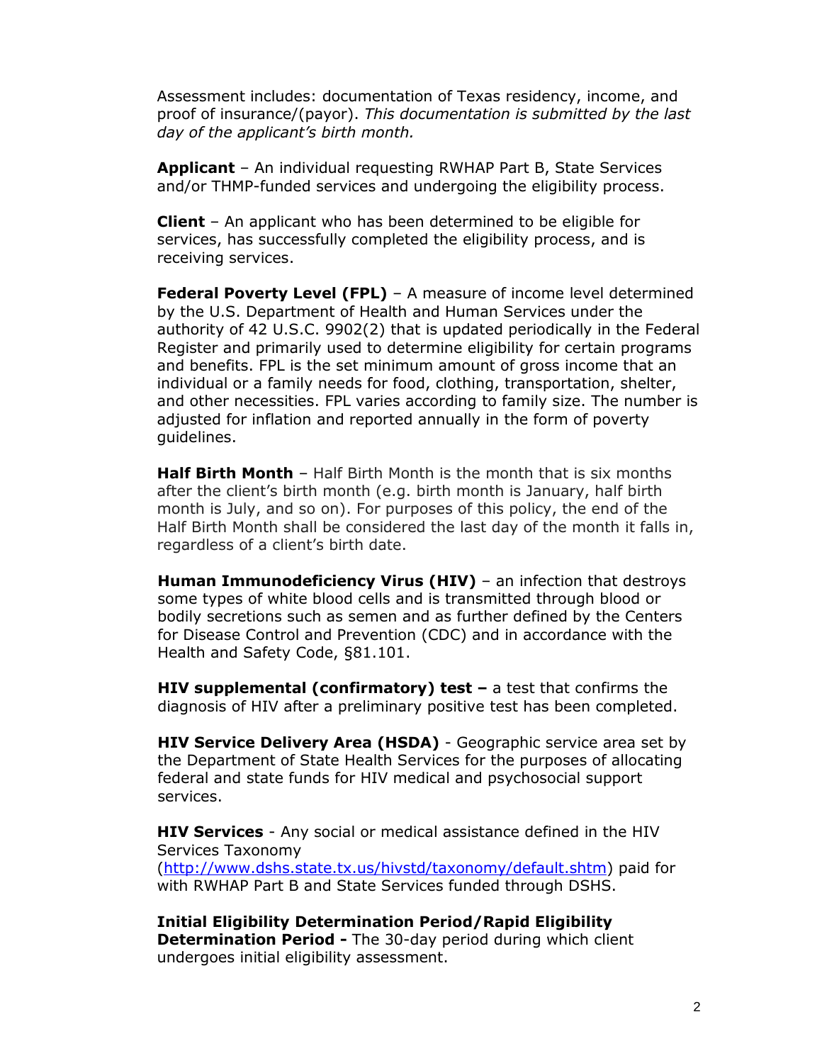Assessment includes: documentation of Texas residency, income, and proof of insurance/(payor). *This documentation is submitted by the last day of the applicant's birth month.*

**Applicant** – An individual requesting RWHAP Part B, State Services and/or THMP-funded services and undergoing the eligibility process.

**Client** – An applicant who has been determined to be eligible for services, has successfully completed the eligibility process, and is receiving services.

**Federal Poverty Level (FPL)** – A measure of income level determined by the U.S. Department of Health and Human Services under the authority of 42 U.S.C. 9902(2) that is updated periodically in the Federal Register and primarily used to determine eligibility for certain programs and benefits. FPL is the set minimum amount of gross income that an individual or a family needs for food, clothing, transportation, shelter, and other necessities. FPL varies according to family size. The number is adjusted for inflation and reported annually in the form of poverty guidelines.

**Half Birth Month** – Half Birth Month is the month that is six months after the client's birth month (e.g. birth month is January, half birth month is July, and so on). For purposes of this policy, the end of the Half Birth Month shall be considered the last day of the month it falls in, regardless of a client's birth date.

**Human Immunodeficiency Virus (HIV)** – an infection that destroys some types of white blood cells and is transmitted through blood or bodily secretions such as semen and as further defined by the Centers for Disease Control and Prevention (CDC) and in accordance with the Health and Safety Code, §81.101.

**HIV supplemental (confirmatory) test –** a test that confirms the diagnosis of HIV after a preliminary positive test has been completed.

**HIV Service Delivery Area (HSDA)** - Geographic service area set by the Department of State Health Services for the purposes of allocating federal and state funds for HIV medical and psychosocial support services.

**HIV Services** - Any social or medical assistance defined in the HIV Services Taxonomy (http://www.dshs.state.tx.us/hivstd/taxonomy/default.shtm) paid for with RWHAP Part B and State Services funded through DSHS.

**Initial Eligibility Determination Period/Rapid Eligibility Determination Period -** The 30-day period during which client undergoes initial eligibility assessment.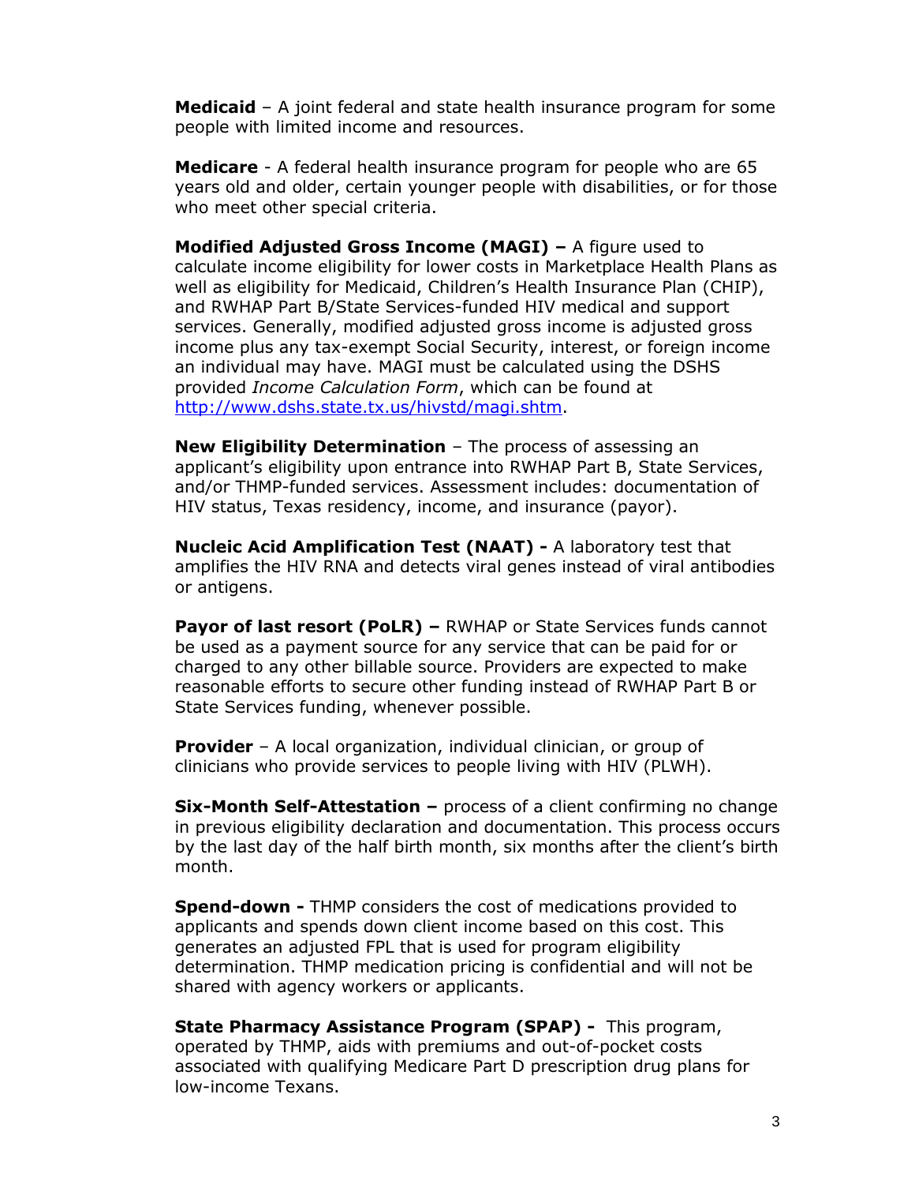**Medicaid** – A joint federal and state health insurance program for some people with limited income and resources.

**Medicare** - A federal health insurance program for people who are 65 years old and older, certain younger people with disabilities, or for those who meet other special criteria.

**Modified Adjusted Gross Income (MAGI) –** A figure used to calculate income eligibility for lower costs in Marketplace Health Plans as well as eligibility for Medicaid, Children's Health Insurance Plan (CHIP), and RWHAP Part B/State Services-funded HIV medical and support services. Generally, modified adjusted gross income is adjusted gross income plus any tax-exempt Social Security, interest, or foreign income an individual may have. MAGI must be calculated using the DSHS provided *Income Calculation Form*, which can be found at http://www.dshs.state.tx.us/hivstd/magi.shtm.

**New Eligibility Determination** – The process of assessing an applicant's eligibility upon entrance into RWHAP Part B, State Services, and/or THMP-funded services. Assessment includes: documentation of HIV status, Texas residency, income, and insurance (payor).

**Nucleic Acid Amplification Test (NAAT) -** A laboratory test that amplifies the HIV RNA and detects viral genes instead of viral antibodies or antigens.

**Payor of last resort (PoLR) –** RWHAP or State Services funds cannot be used as a payment source for any service that can be paid for or charged to any other billable source. Providers are expected to make reasonable efforts to secure other funding instead of RWHAP Part B or State Services funding, whenever possible.

**Provider** – A local organization, individual clinician, or group of clinicians who provide services to people living with HIV (PLWH).

**Six-Month Self-Attestation –** process of a client confirming no change in previous eligibility declaration and documentation. This process occurs by the last day of the half birth month, six months after the client's birth month.

**Spend-down -** THMP considers the cost of medications provided to applicants and spends down client income based on this cost. This generates an adjusted FPL that is used for program eligibility determination. THMP medication pricing is confidential and will not be shared with agency workers or applicants.

**State Pharmacy Assistance Program (SPAP) -** This program, operated by THMP, aids with premiums and out-of-pocket costs associated with qualifying Medicare Part D prescription drug plans for low-income Texans.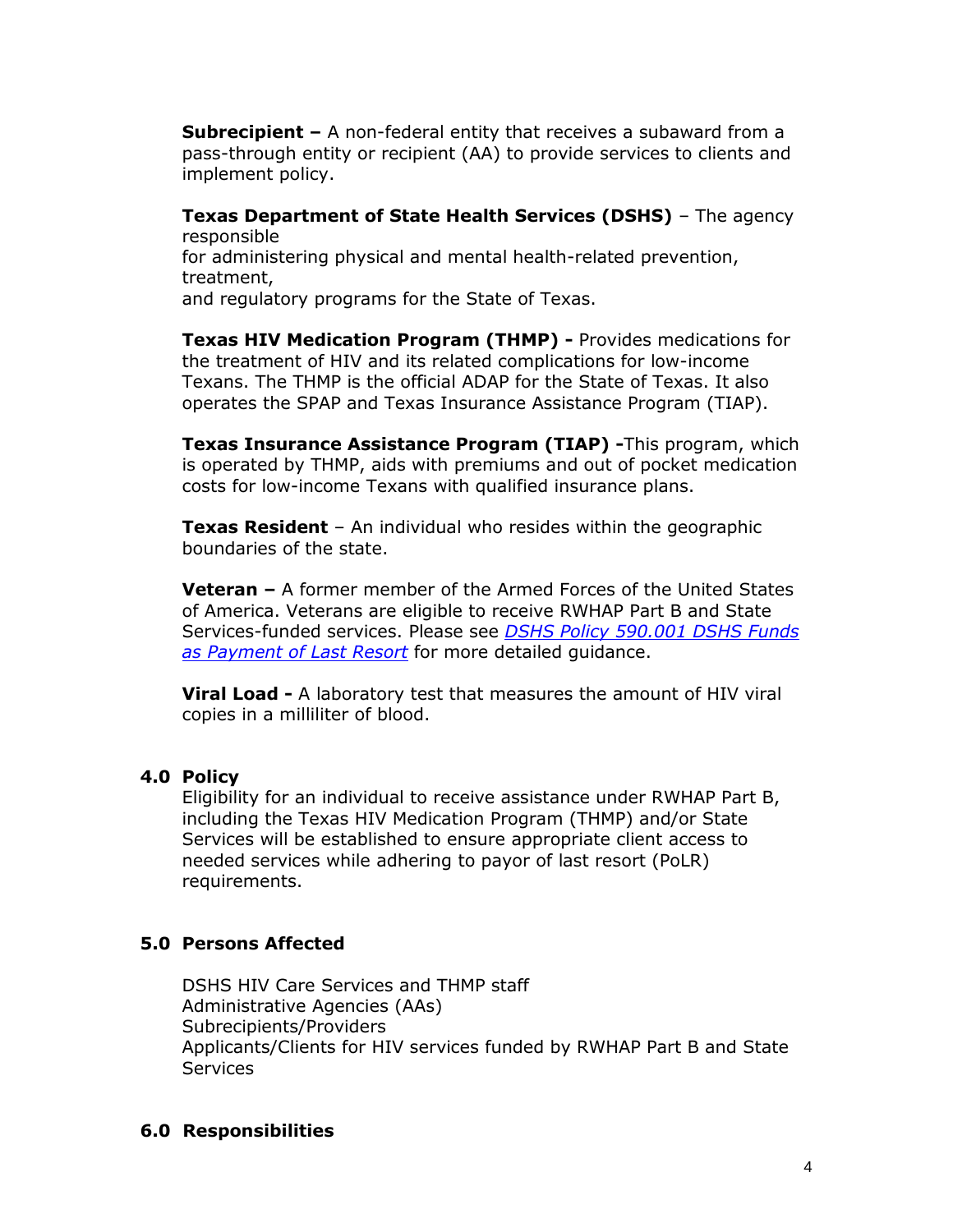**Subrecipient –** A non-federal entity that receives a subaward from a pass-through entity or recipient (AA) to provide services to clients and implement policy.

**Texas Department of State Health Services (DSHS)** – The agency responsible for administering physical and mental health-related prevention, treatment, and regulatory programs for the State of Texas.

**Texas HIV Medication Program (THMP) -** Provides medications for the treatment of HIV and its related complications for low-income Texans. The THMP is the official ADAP for the State of Texas. It also operates the SPAP and Texas Insurance Assistance Program (TIAP).

**Texas Insurance Assistance Program (TIAP) -**This program, which is operated by THMP, aids with premiums and out of pocket medication costs for low-income Texans with qualified insurance plans.

**Texas Resident** – An individual who resides within the geographic boundaries of the state.

**Veteran –** A former member of the Armed Forces of the United States of America. Veterans are eligible to receive RWHAP Part B and State Services-funded services. Please see *DSHS Policy 590.001 DSHS Funds as Payment of Last Resort* for more detailed guidance.

**Viral Load -** A laboratory test that measures the amount of HIV viral copies in a milliliter of blood.

## 4.0 Policy

Eligibility for an individual to receive assistance under RWHAP Part B, including the Texas HIV Medication Program (THMP) and/or State Services will be established to ensure appropriate client access to needed services while adhering to payor of last resort (PoLR) requirements.

## 5.0 Persons Affected

DSHS HIV Care Services and THMP staff
Administrative Agencies (AAs)
Subrecipients/Providers
Applicants/Clients for HIV services funded by RWHAP Part B and State Services

## 6.0 Responsibilities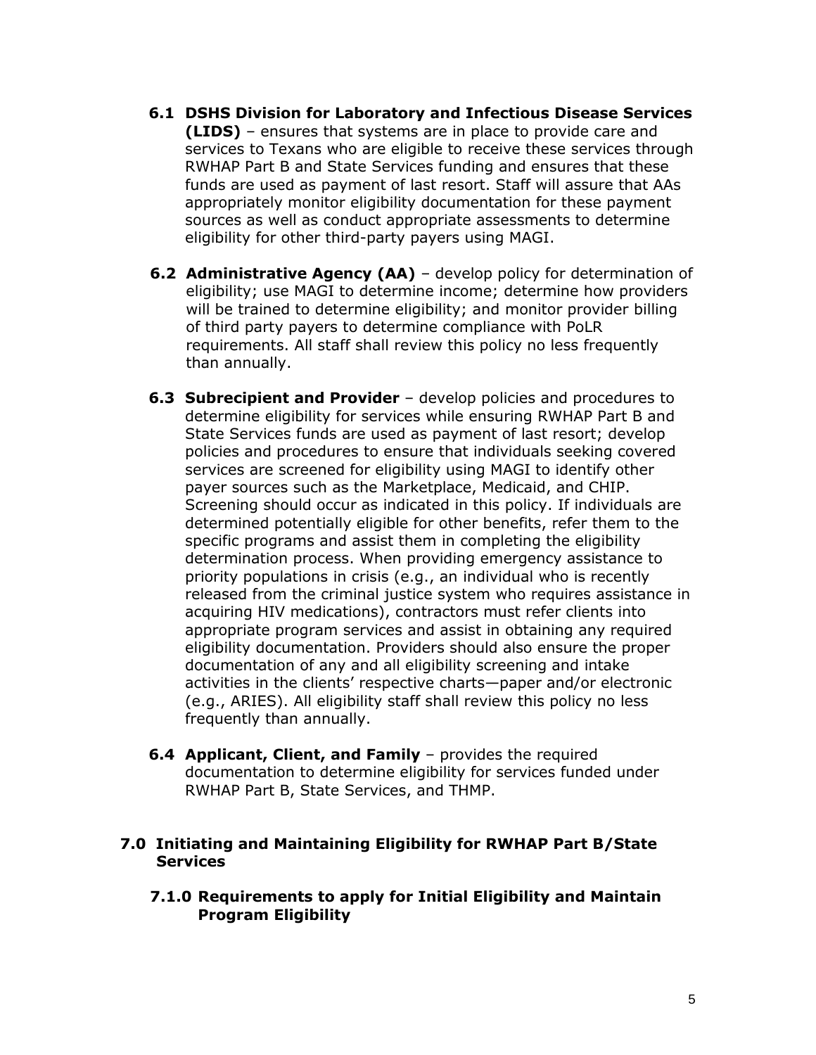**6.1 DSHS Division for Laboratory and Infectious Disease Services (LIDS)** – ensures that systems are in place to provide care and services to Texans who are eligible to receive these services through RWHAP Part B and State Services funding and ensures that these funds are used as payment of last resort. Staff will assure that AAs appropriately monitor eligibility documentation for these payment sources as well as conduct appropriate assessments to determine eligibility for other third-party payers using MAGI.

**6.2 Administrative Agency (AA)** – develop policy for determination of eligibility; use MAGI to determine income; determine how providers will be trained to determine eligibility; and monitor provider billing of third party payers to determine compliance with PoLR requirements. All staff shall review this policy no less frequently than annually.

**6.3 Subrecipient and Provider** – develop policies and procedures to determine eligibility for services while ensuring RWHAP Part B and State Services funds are used as payment of last resort; develop policies and procedures to ensure that individuals seeking covered services are screened for eligibility using MAGI to identify other payer sources such as the Marketplace, Medicaid, and CHIP. Screening should occur as indicated in this policy. If individuals are determined potentially eligible for other benefits, refer them to the specific programs and assist them in completing the eligibility determination process. When providing emergency assistance to priority populations in crisis (e.g., an individual who is recently released from the criminal justice system who requires assistance in acquiring HIV medications), contractors must refer clients into appropriate program services and assist in obtaining any required eligibility documentation. Providers should also ensure the proper documentation of any and all eligibility screening and intake activities in the clients' respective charts—paper and/or electronic (e.g., ARIES). All eligibility staff shall review this policy no less frequently than annually.

**6.4 Applicant, Client, and Family** – provides the required documentation to determine eligibility for services funded under RWHAP Part B, State Services, and THMP.

## 7.0 Initiating and Maintaining Eligibility for RWHAP Part B/State Services

### 7.1.0 Requirements to apply for Initial Eligibility and Maintain Program Eligibility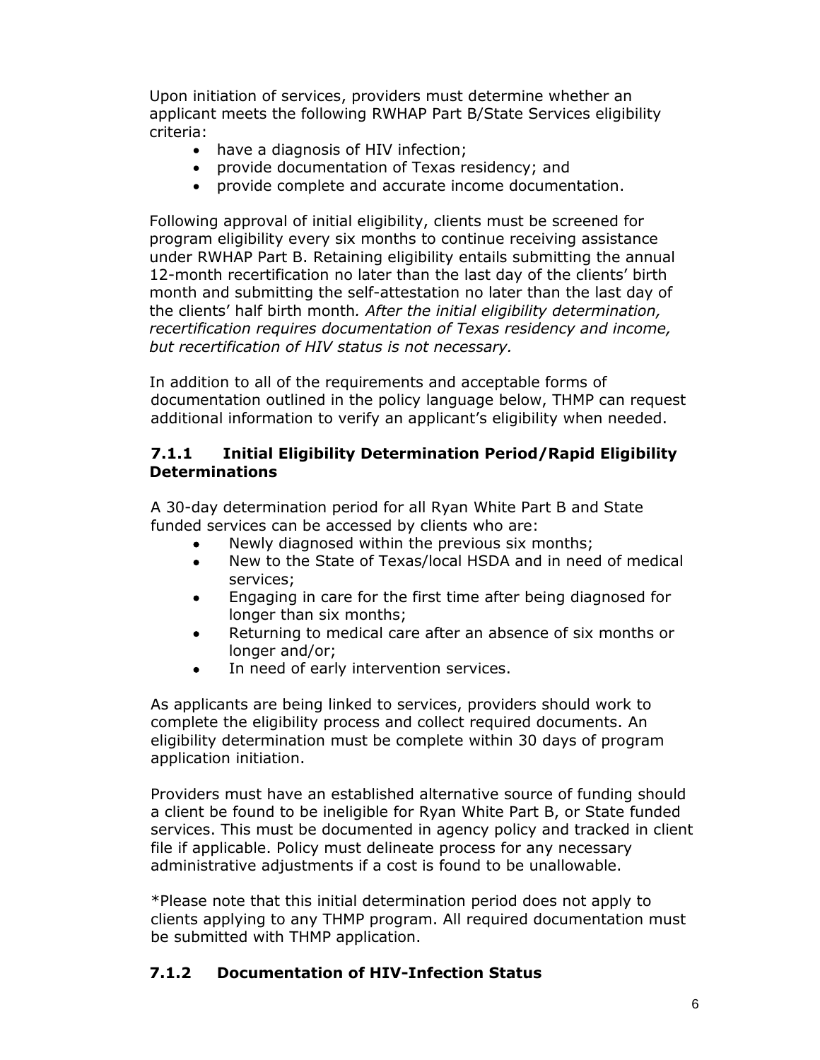Upon initiation of services, providers must determine whether an applicant meets the following RWHAP Part B/State Services eligibility criteria:

- have a diagnosis of HIV infection;
- provide documentation of Texas residency; and
- provide complete and accurate income documentation.

Following approval of initial eligibility, clients must be screened for program eligibility every six months to continue receiving assistance under RWHAP Part B. Retaining eligibility entails submitting the annual 12-month recertification no later than the last day of the clients' birth month and submitting the self-attestation no later than the last day of the clients' half birth month. *After the initial eligibility determination, recertification requires documentation of Texas residency and income, but recertification of HIV status is not necessary.*

In addition to all of the requirements and acceptable forms of documentation outlined in the policy language below, THMP can request additional information to verify an applicant's eligibility when needed.

### 7.1.1 Initial Eligibility Determination Period/Rapid Eligibility Determinations

A 30-day determination period for all Ryan White Part B and State funded services can be accessed by clients who are:

- Newly diagnosed within the previous six months;
- New to the State of Texas/local HSDA and in need of medical services;
- Engaging in care for the first time after being diagnosed for longer than six months;
- Returning to medical care after an absence of six months or longer and/or;
- In need of early intervention services.

As applicants are being linked to services, providers should work to complete the eligibility process and collect required documents. An eligibility determination must be complete within 30 days of program application initiation.

Providers must have an established alternative source of funding should a client be found to be ineligible for Ryan White Part B, or State funded services. This must be documented in agency policy and tracked in client file if applicable. Policy must delineate process for any necessary administrative adjustments if a cost is found to be unallowable.

*Please note that this initial determination period does not apply to clients applying to any THMP program. All required documentation must be submitted with THMP application.

### 7.1.2 Documentation of HIV-Infection Status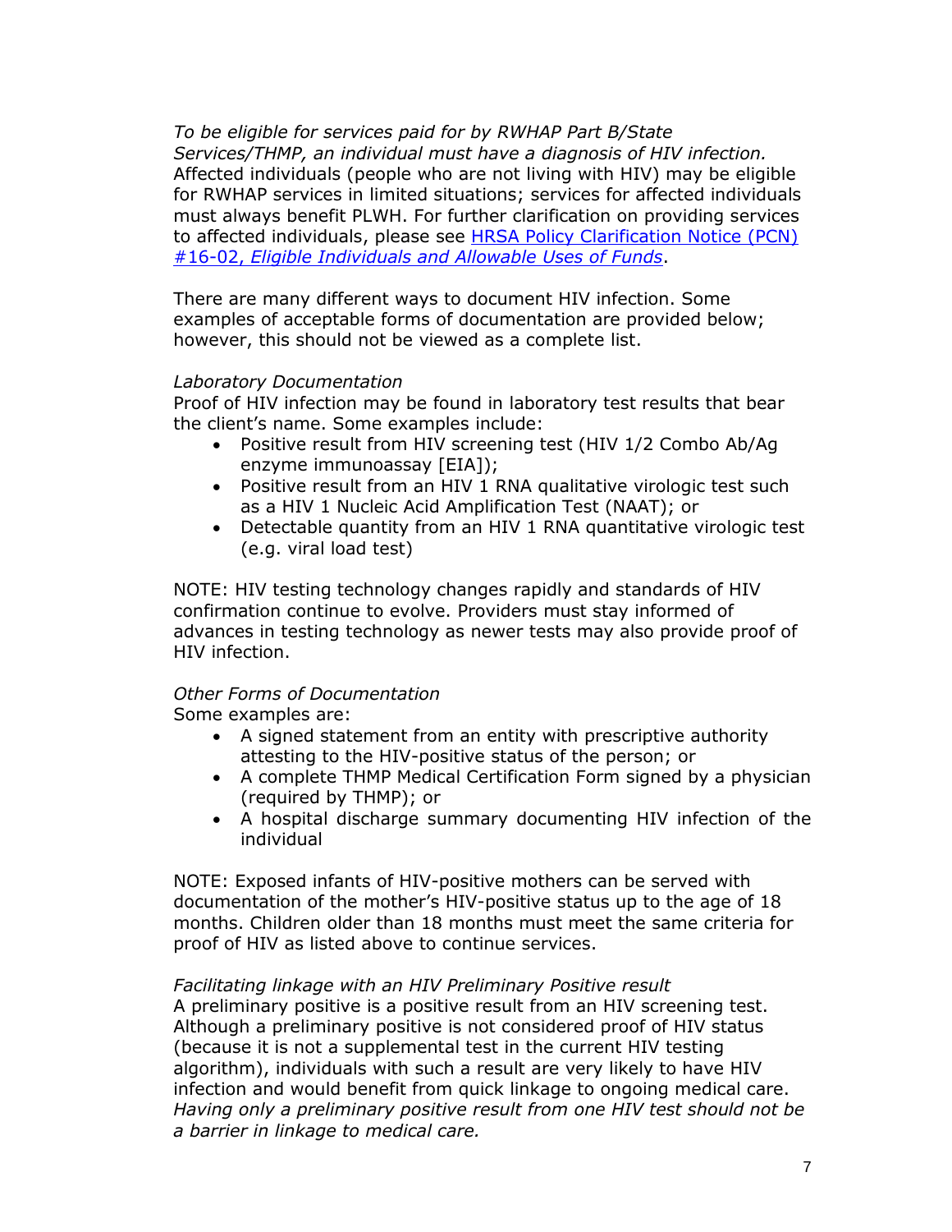*To be eligible for services paid for by RWHAP Part B/State Services/THMP, an individual must have a diagnosis of HIV infection.* Affected individuals (people who are not living with HIV) may be eligible for RWHAP services in limited situations; services for affected individuals must always benefit PLWH. For further clarification on providing services to affected individuals, please see [HRSA Policy Clarification Notice (PCN) #16-02, *Eligible Individuals and Allowable Uses of Funds*](#).

There are many different ways to document HIV infection. Some examples of acceptable forms of documentation are provided below; however, this should not be viewed as a complete list.

*Laboratory Documentation*
Proof of HIV infection may be found in laboratory test results that bear the client's name. Some examples include:

- Positive result from HIV screening test (HIV 1/2 Combo Ab/Ag enzyme immunoassay [EIA]);
- Positive result from an HIV 1 RNA qualitative virologic test such as a HIV 1 Nucleic Acid Amplification Test (NAAT); or
- Detectable quantity from an HIV 1 RNA quantitative virologic test (e.g. viral load test)

NOTE: HIV testing technology changes rapidly and standards of HIV confirmation continue to evolve. Providers must stay informed of advances in testing technology as newer tests may also provide proof of HIV infection.

*Other Forms of Documentation*
Some examples are:

- A signed statement from an entity with prescriptive authority attesting to the HIV-positive status of the person; or
- A complete THMP Medical Certification Form signed by a physician (required by THMP); or
- A hospital discharge summary documenting HIV infection of the individual

NOTE: Exposed infants of HIV-positive mothers can be served with documentation of the mother's HIV-positive status up to the age of 18 months. Children older than 18 months must meet the same criteria for proof of HIV as listed above to continue services.

*Facilitating linkage with an HIV Preliminary Positive result*
A preliminary positive is a positive result from an HIV screening test. Although a preliminary positive is not considered proof of HIV status (because it is not a supplemental test in the current HIV testing algorithm), individuals with such a result are very likely to have HIV infection and would benefit from quick linkage to ongoing medical care. *Having only a preliminary positive result from one HIV test should not be a barrier in linkage to medical care.*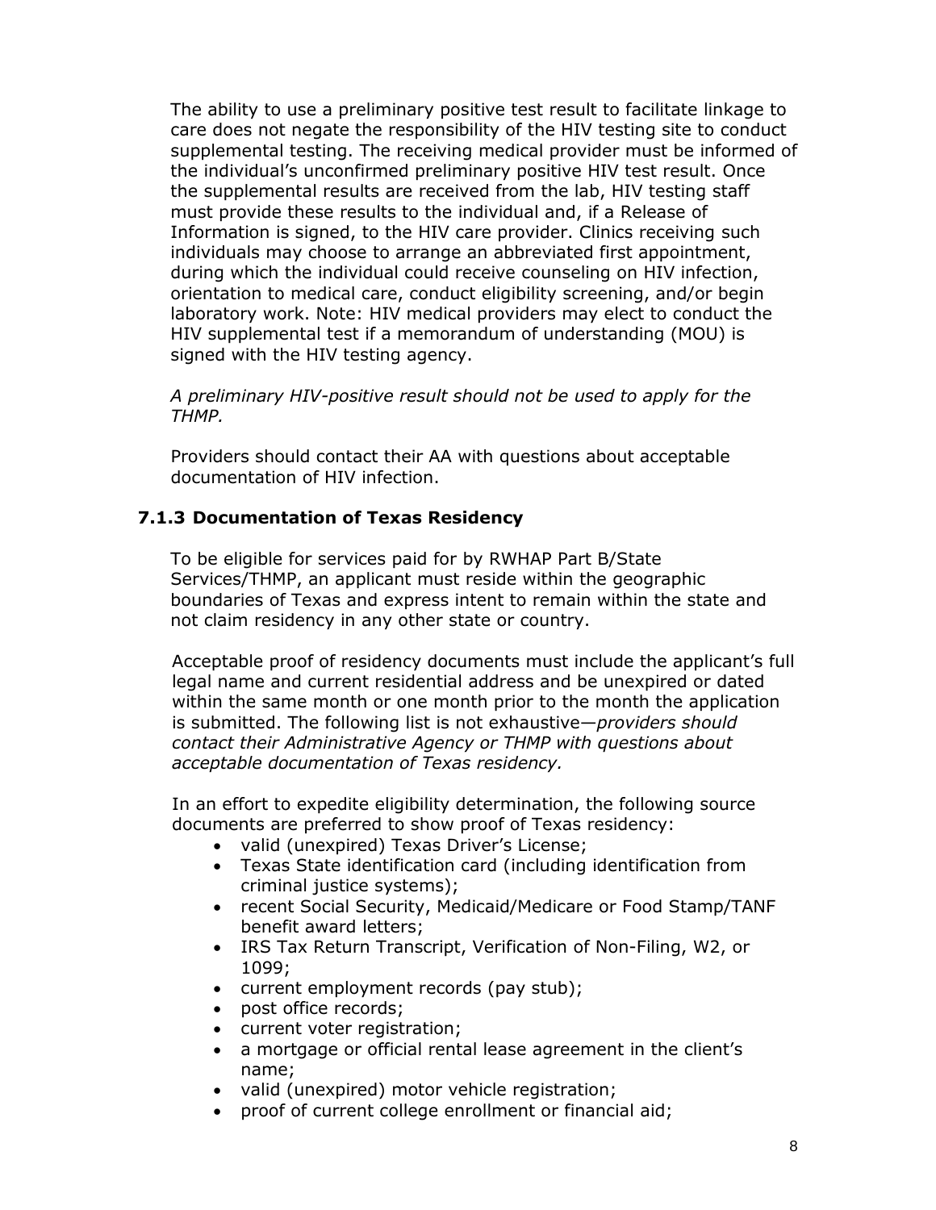The ability to use a preliminary positive test result to facilitate linkage to care does not negate the responsibility of the HIV testing site to conduct supplemental testing. The receiving medical provider must be informed of the individual's unconfirmed preliminary positive HIV test result. Once the supplemental results are received from the lab, HIV testing staff must provide these results to the individual and, if a Release of Information is signed, to the HIV care provider. Clinics receiving such individuals may choose to arrange an abbreviated first appointment, during which the individual could receive counseling on HIV infection, orientation to medical care, conduct eligibility screening, and/or begin laboratory work. Note: HIV medical providers may elect to conduct the HIV supplemental test if a memorandum of understanding (MOU) is signed with the HIV testing agency.

*A preliminary HIV-positive result should not be used to apply for the THMP.*

Providers should contact their AA with questions about acceptable documentation of HIV infection.

### 7.1.3 Documentation of Texas Residency

To be eligible for services paid for by RWHAP Part B/State Services/THMP, an applicant must reside within the geographic boundaries of Texas and express intent to remain within the state and not claim residency in any other state or country.

Acceptable proof of residency documents must include the applicant's full legal name and current residential address and be unexpired or dated within the same month or one month prior to the month the application is submitted. The following list is not exhaustive—*providers should contact their Administrative Agency or THMP with questions about acceptable documentation of Texas residency.*

In an effort to expedite eligibility determination, the following source documents are preferred to show proof of Texas residency:

- valid (unexpired) Texas Driver's License;
- Texas State identification card (including identification from criminal justice systems);
- recent Social Security, Medicaid/Medicare or Food Stamp/TANF benefit award letters;
- IRS Tax Return Transcript, Verification of Non-Filing, W2, or 1099;
- current employment records (pay stub);
- post office records;
- current voter registration;
- a mortgage or official rental lease agreement in the client's name;
- valid (unexpired) motor vehicle registration;
- proof of current college enrollment or financial aid;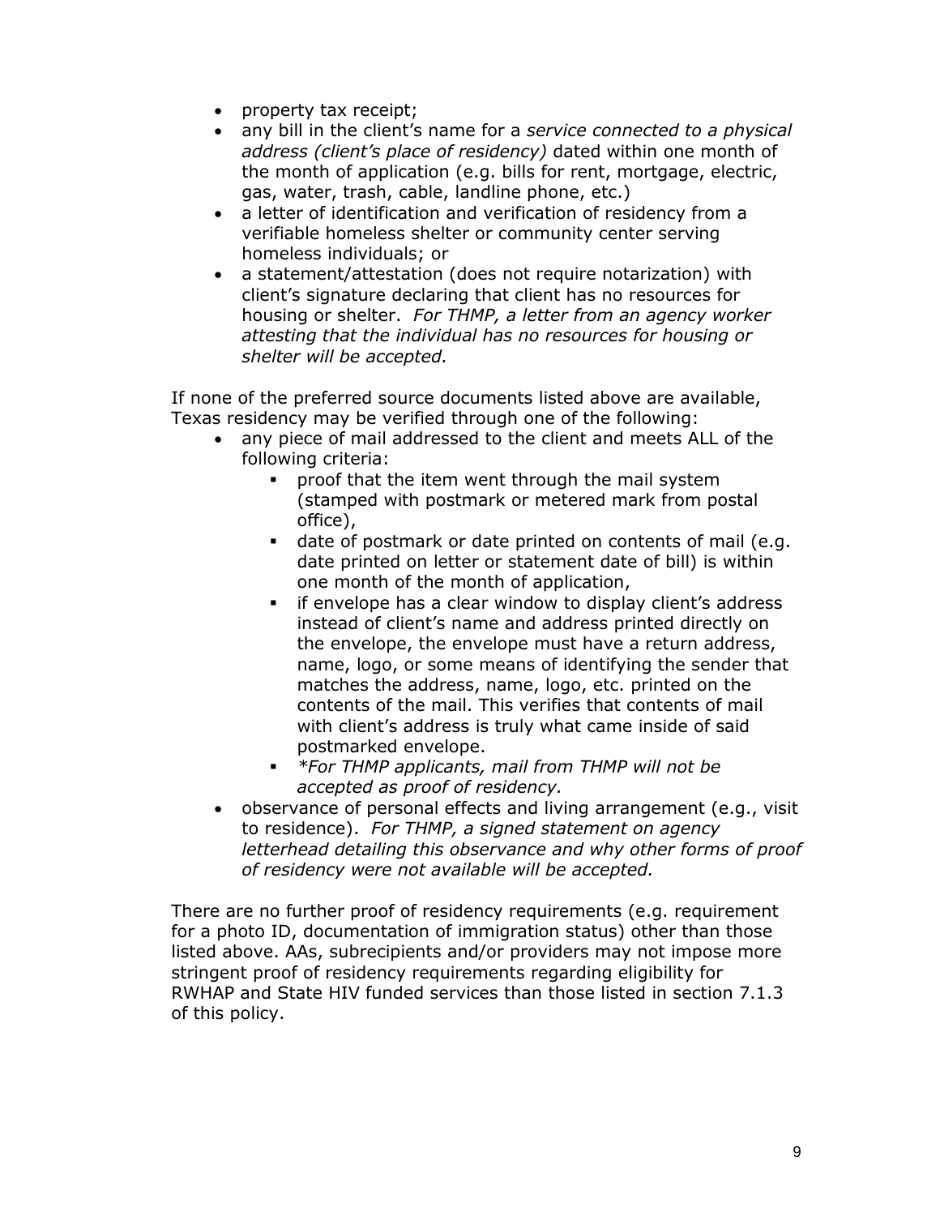- property tax receipt;
- any bill in the client's name for a *service connected to a physical address (client's place of residency)* dated within one month of the month of application (e.g. bills for rent, mortgage, electric, gas, water, trash, cable, landline phone, etc.)
- a letter of identification and verification of residency from a verifiable homeless shelter or community center serving homeless individuals; or
- a statement/attestation (does not require notarization) with client's signature declaring that client has no resources for housing or shelter. *For THMP, a letter from an agency worker attesting that the individual has no resources for housing or shelter will be accepted.*

If none of the preferred source documents listed above are available, Texas residency may be verified through one of the following:

- any piece of mail addressed to the client and meets ALL of the following criteria:
  - proof that the item went through the mail system (stamped with postmark or metered mark from postal office),
  - date of postmark or date printed on contents of mail (e.g. date printed on letter or statement date of bill) is within one month of the month of application,
  - if envelope has a clear window to display client's address instead of client's name and address printed directly on the envelope, the envelope must have a return address, name, logo, or some means of identifying the sender that matches the address, name, logo, etc. printed on the contents of the mail. This verifies that contents of mail with client's address is truly what came inside of said postmarked envelope.
  - *\*For THMP applicants, mail from THMP will not be accepted as proof of residency.*
- observance of personal effects and living arrangement (e.g., visit to residence). *For THMP, a signed statement on agency letterhead detailing this observance and why other forms of proof of residency were not available will be accepted.*

There are no further proof of residency requirements (e.g. requirement for a photo ID, documentation of immigration status) other than those listed above. AAs, subrecipients and/or providers may not impose more stringent proof of residency requirements regarding eligibility for RWHAP and State HIV funded services than those listed in section 7.1.3 of this policy.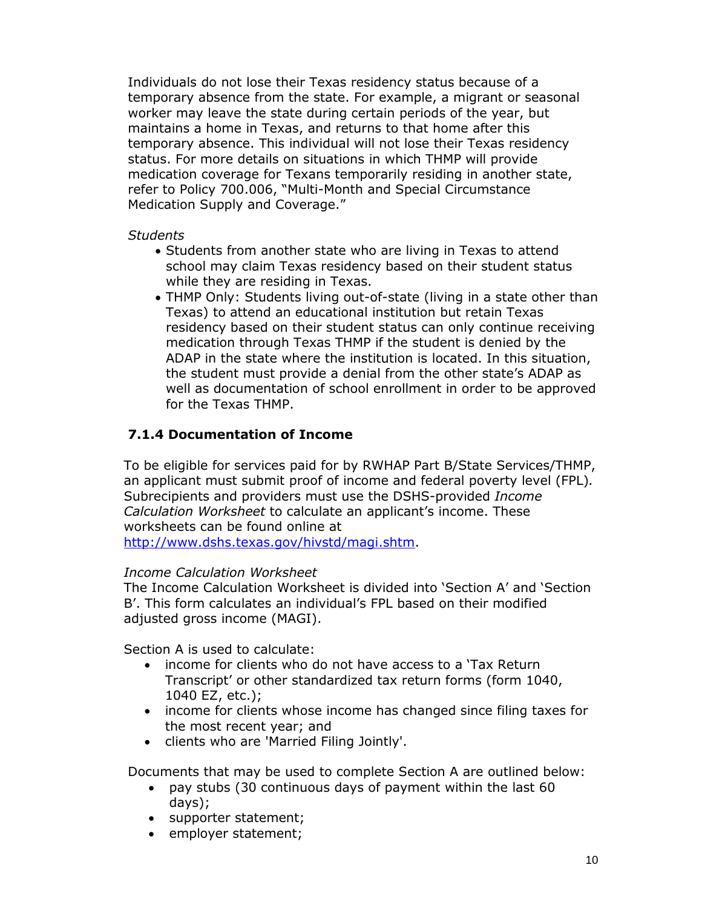Individuals do not lose their Texas residency status because of a temporary absence from the state. For example, a migrant or seasonal worker may leave the state during certain periods of the year, but maintains a home in Texas, and returns to that home after this temporary absence. This individual will not lose their Texas residency status. For more details on situations in which THMP will provide medication coverage for Texans temporarily residing in another state, refer to Policy 700.006, "Multi-Month and Special Circumstance Medication Supply and Coverage."

*Students*

- Students from another state who are living in Texas to attend school may claim Texas residency based on their student status while they are residing in Texas.
- THMP Only: Students living out-of-state (living in a state other than Texas) to attend an educational institution but retain Texas residency based on their student status can only continue receiving medication through Texas THMP if the student is denied by the ADAP in the state where the institution is located. In this situation, the student must provide a denial from the other state's ADAP as well as documentation of school enrollment in order to be approved for the Texas THMP.

### 7.1.4 Documentation of Income

To be eligible for services paid for by RWHAP Part B/State Services/THMP, an applicant must submit proof of income and federal poverty level (FPL). Subrecipients and providers must use the DSHS-provided *Income Calculation Worksheet* to calculate an applicant's income. These worksheets can be found online at http://www.dshs.texas.gov/hivstd/magi.shtm.

*Income Calculation Worksheet*

The Income Calculation Worksheet is divided into 'Section A' and 'Section B'. This form calculates an individual's FPL based on their modified adjusted gross income (MAGI).

Section A is used to calculate:

- income for clients who do not have access to a 'Tax Return Transcript' or other standardized tax return forms (form 1040, 1040 EZ, etc.);
- income for clients whose income has changed since filing taxes for the most recent year; and
- clients who are 'Married Filing Jointly'.

Documents that may be used to complete Section A are outlined below:

- pay stubs (30 continuous days of payment within the last 60 days);
- supporter statement;
- employer statement;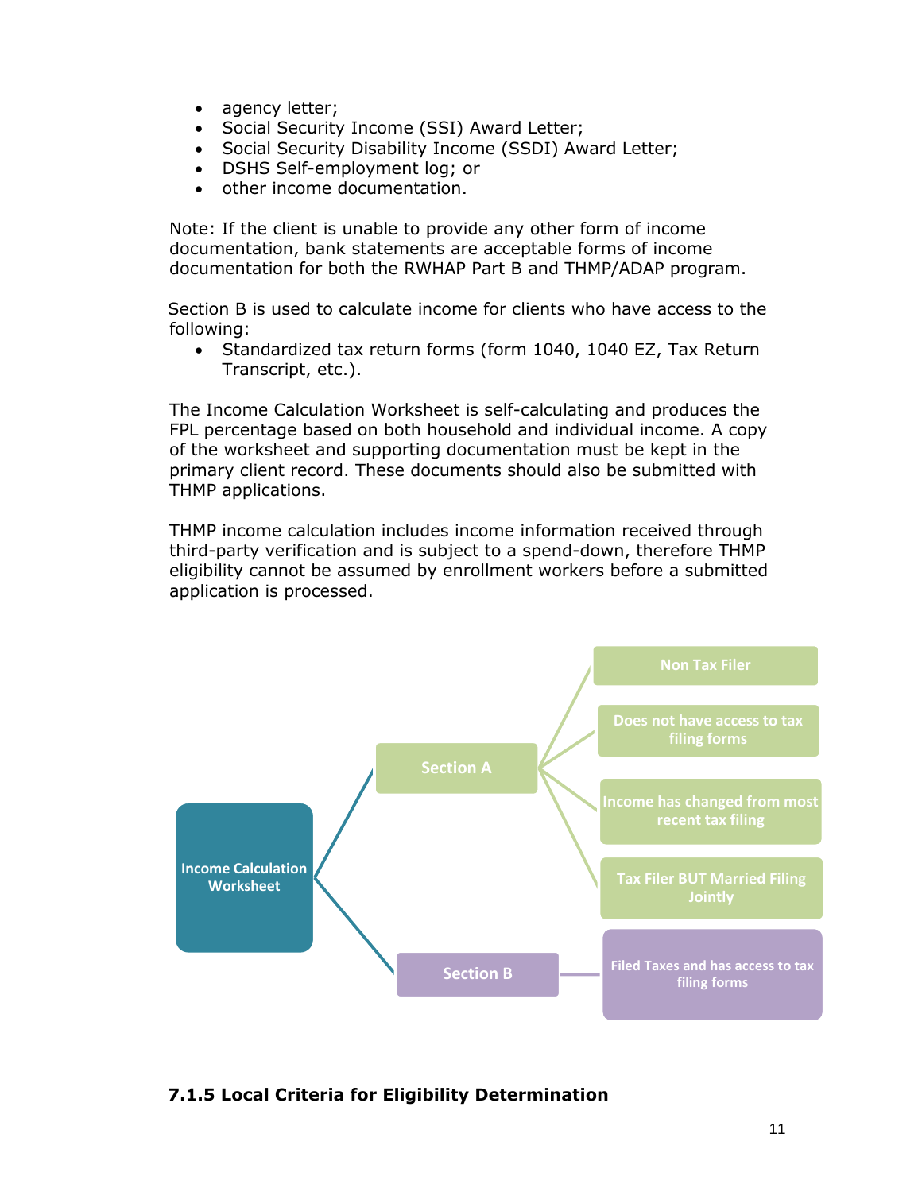- agency letter;
- Social Security Income (SSI) Award Letter;
- Social Security Disability Income (SSDI) Award Letter;
- DSHS Self-employment log; or
- other income documentation.

Note: If the client is unable to provide any other form of income documentation, bank statements are acceptable forms of income documentation for both the RWHAP Part B and THMP/ADAP program.

Section B is used to calculate income for clients who have access to the following:

- Standardized tax return forms (form 1040, 1040 EZ, Tax Return Transcript, etc.).

The Income Calculation Worksheet is self-calculating and produces the FPL percentage based on both household and individual income. A copy of the worksheet and supporting documentation must be kept in the primary client record. These documents should also be submitted with THMP applications.

THMP income calculation includes income information received through third-party verification and is subject to a spend-down, therefore THMP eligibility cannot be assumed by enrollment workers before a submitted application is processed.

- Income Calculation Worksheet
  - Section A
    - Non Tax Filer
    - Does not have access to tax filing forms
    - Income has changed from most recent tax filing
    - Tax Filer BUT Married Filing Jointly
  - Section B
    - Filed Taxes and has access to tax filing forms

### 7.1.5 Local Criteria for Eligibility Determination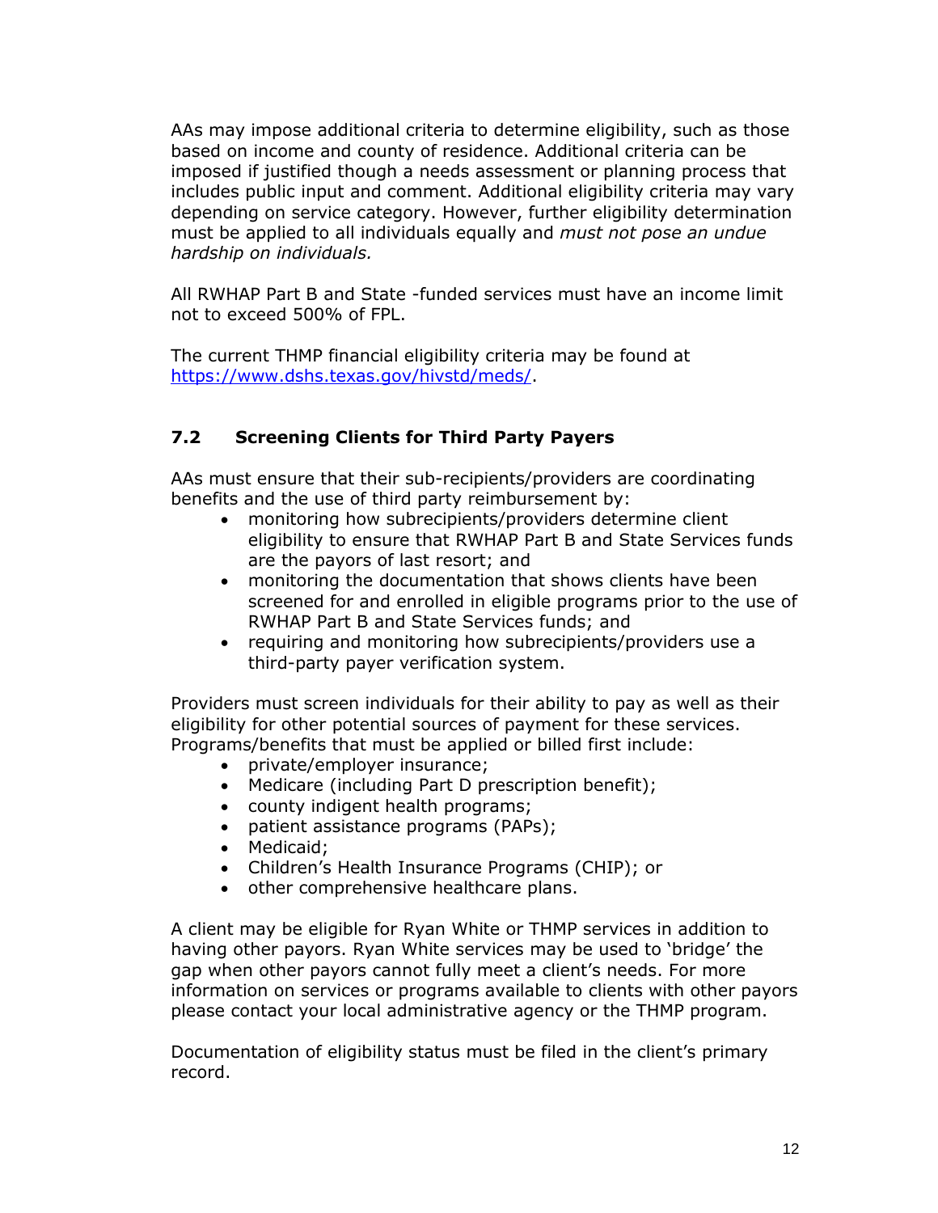AAs may impose additional criteria to determine eligibility, such as those based on income and county of residence. Additional criteria can be imposed if justified though a needs assessment or planning process that includes public input and comment. Additional eligibility criteria may vary depending on service category. However, further eligibility determination must be applied to all individuals equally and *must not pose an undue hardship on individuals.*

All RWHAP Part B and State -funded services must have an income limit not to exceed 500% of FPL.

The current THMP financial eligibility criteria may be found at [https://www.dshs.texas.gov/hivstd/meds/](https://www.dshs.texas.gov/hivstd/meds/).

### 7.2 Screening Clients for Third Party Payers

AAs must ensure that their sub-recipients/providers are coordinating benefits and the use of third party reimbursement by:

- monitoring how subrecipients/providers determine client eligibility to ensure that RWHAP Part B and State Services funds are the payors of last resort; and
- monitoring the documentation that shows clients have been screened for and enrolled in eligible programs prior to the use of RWHAP Part B and State Services funds; and
- requiring and monitoring how subrecipients/providers use a third-party payer verification system.

Providers must screen individuals for their ability to pay as well as their eligibility for other potential sources of payment for these services. Programs/benefits that must be applied or billed first include:

- private/employer insurance;
- Medicare (including Part D prescription benefit);
- county indigent health programs;
- patient assistance programs (PAPs);
- Medicaid;
- Children's Health Insurance Programs (CHIP); or
- other comprehensive healthcare plans.

A client may be eligible for Ryan White or THMP services in addition to having other payors. Ryan White services may be used to 'bridge' the gap when other payors cannot fully meet a client's needs. For more information on services or programs available to clients with other payors please contact your local administrative agency or the THMP program.

Documentation of eligibility status must be filed in the client's primary record.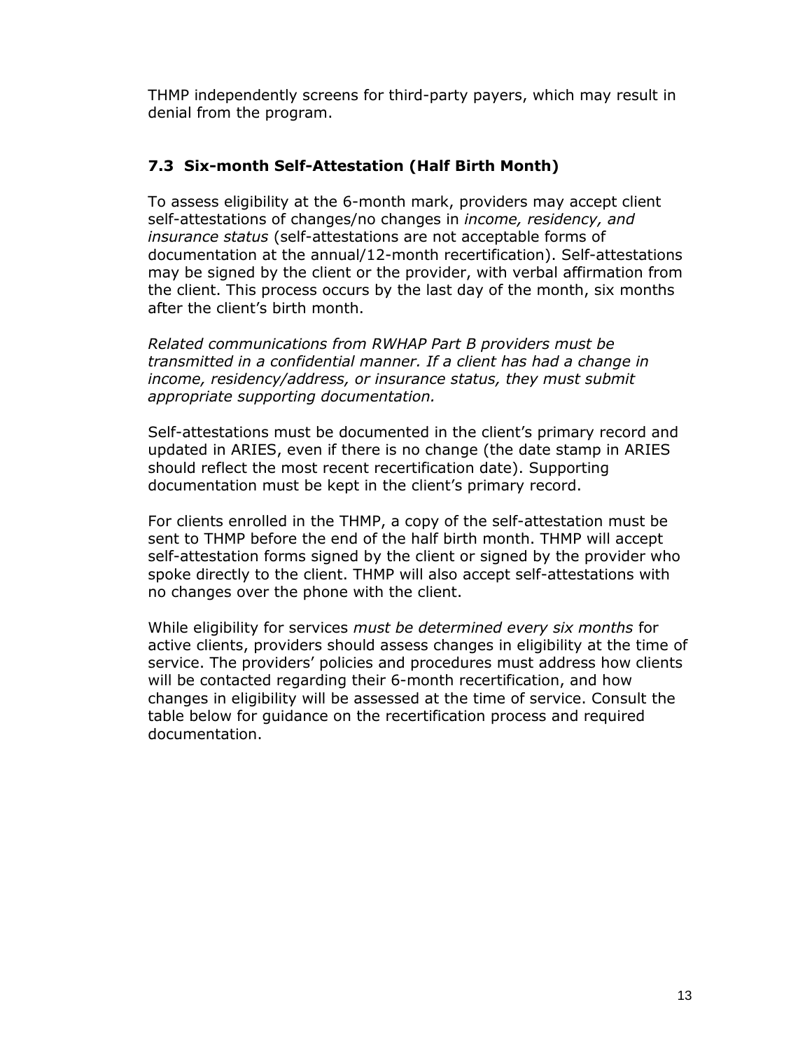THMP independently screens for third-party payers, which may result in denial from the program.

### 7.3 Six-month Self-Attestation (Half Birth Month)

To assess eligibility at the 6-month mark, providers may accept client self-attestations of changes/no changes in *income, residency, and insurance status* (self-attestations are not acceptable forms of documentation at the annual/12-month recertification). Self-attestations may be signed by the client or the provider, with verbal affirmation from the client. This process occurs by the last day of the month, six months after the client's birth month.

*Related communications from RWHAP Part B providers must be transmitted in a confidential manner. If a client has had a change in income, residency/address, or insurance status, they must submit appropriate supporting documentation.*

Self-attestations must be documented in the client's primary record and updated in ARIES, even if there is no change (the date stamp in ARIES should reflect the most recent recertification date). Supporting documentation must be kept in the client's primary record.

For clients enrolled in the THMP, a copy of the self-attestation must be sent to THMP before the end of the half birth month. THMP will accept self-attestation forms signed by the client or signed by the provider who spoke directly to the client. THMP will also accept self-attestations with no changes over the phone with the client.

While eligibility for services *must be determined every six months* for active clients, providers should assess changes in eligibility at the time of service. The providers' policies and procedures must address how clients will be contacted regarding their 6-month recertification, and how changes in eligibility will be assessed at the time of service. Consult the table below for guidance on the recertification process and required documentation.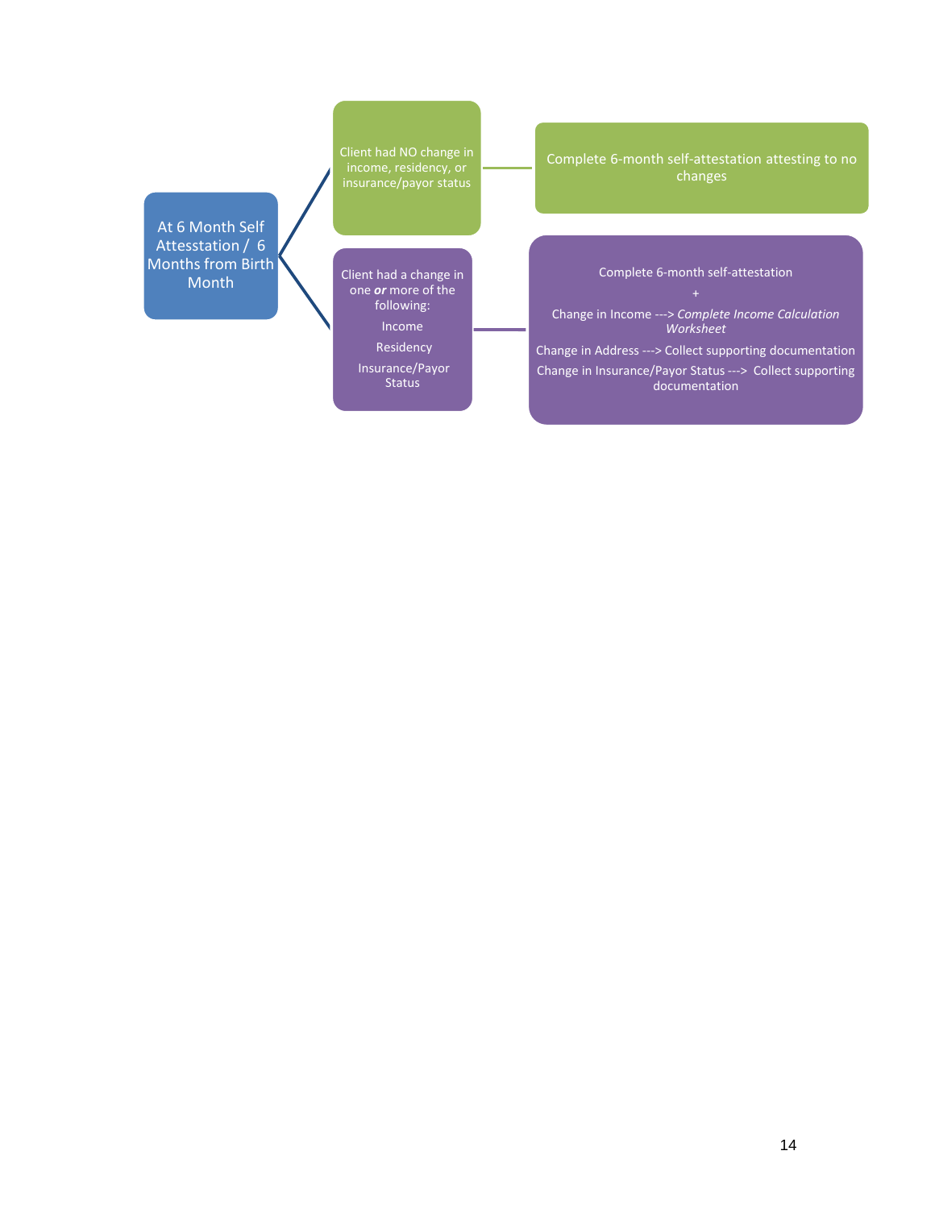**At 6 Month Self Attesstation / 6 Months from Birth Month**

- Client had NO change in income, residency, or insurance/payor status
  - Complete 6-month self-attestation attesting to no changes
- Client had a change in one ***or*** more of the following:
  - Income
  - Residency
  - Insurance/Payor Status

  Complete 6-month self-attestation

  \+

  Change in Income ---> *Complete Income Calculation Worksheet*

  Change in Address ---> Collect supporting documentation

  Change in Insurance/Payor Status ---> Collect supporting documentation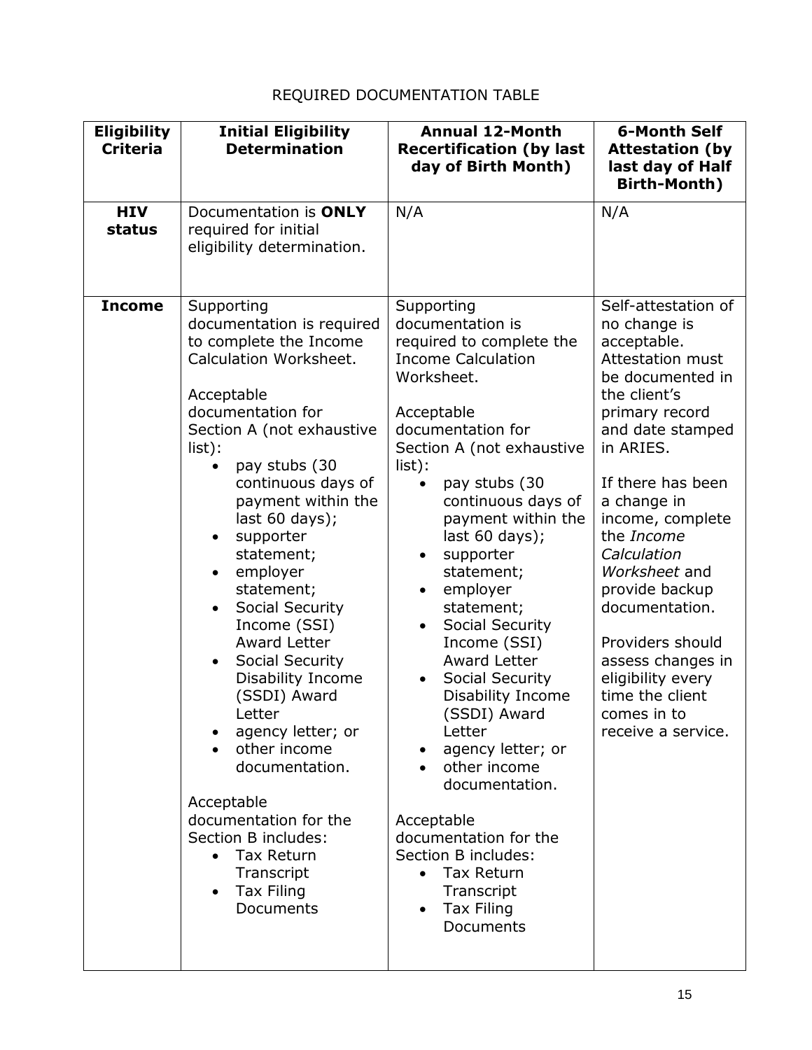REQUIRED DOCUMENTATION TABLE

| Eligibility Criteria | Initial Eligibility Determination | Annual 12-Month Recertification (by last day of Birth Month) | 6-Month Self Attestation (by last day of Half Birth-Month) |
|---|---|---|---|
| **HIV status** | Documentation is **ONLY** required for initial eligibility determination. | N/A | N/A |
| **Income** | Supporting documentation is required to complete the Income Calculation Worksheet.<br><br>Acceptable documentation for Section A (not exhaustive list):<br>• pay stubs (30 continuous days of payment within the last 60 days);<br>• supporter statement;<br>• employer statement;<br>• Social Security Income (SSI) Award Letter<br>• Social Security Disability Income (SSDI) Award Letter<br>• agency letter; or<br>• other income documentation.<br><br>Acceptable documentation for the Section B includes:<br>• Tax Return Transcript<br>• Tax Filing Documents | Supporting documentation is required to complete the Income Calculation Worksheet.<br><br>Acceptable documentation for Section A (not exhaustive list):<br>• pay stubs (30 continuous days of payment within the last 60 days);<br>• supporter statement;<br>• employer statement;<br>• Social Security Income (SSI) Award Letter<br>• Social Security Disability Income (SSDI) Award Letter<br>• agency letter; or<br>• other income documentation.<br><br>Acceptable documentation for the Section B includes:<br>• Tax Return Transcript<br>• Tax Filing Documents | Self-attestation of no change is acceptable. Attestation must be documented in the client's primary record and date stamped in ARIES.<br><br>If there has been a change in income, complete the *Income Calculation Worksheet* and provide backup documentation.<br><br>Providers should assess changes in eligibility every time the client comes in to receive a service. |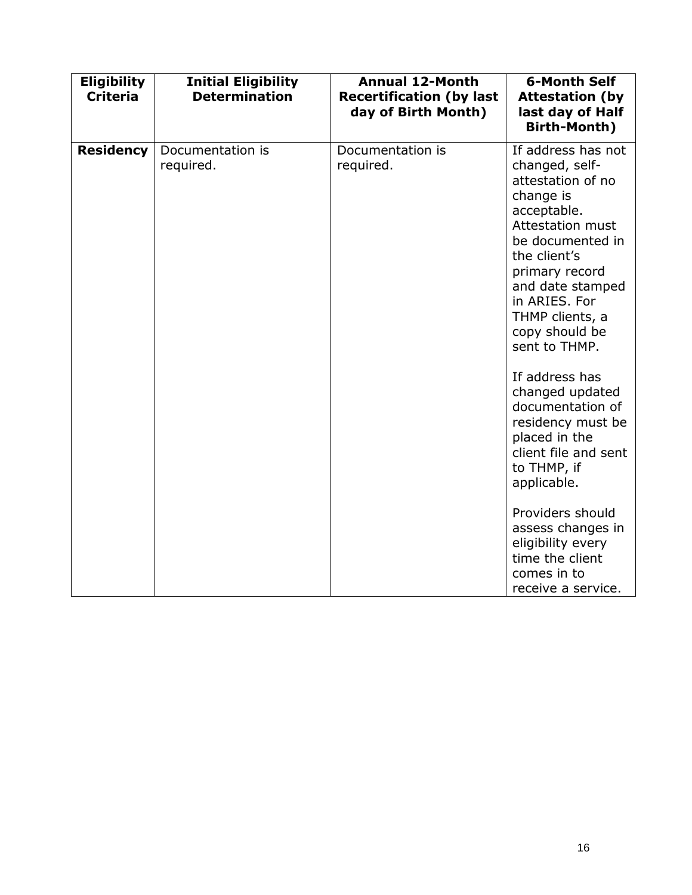| Eligibility Criteria | Initial Eligibility Determination | Annual 12-Month Recertification (by last day of Birth Month) | 6-Month Self Attestation (by last day of Half Birth-Month) |
|---|---|---|---|
| **Residency** | Documentation is required. | Documentation is required. | If address has not changed, self-attestation of no change is acceptable. Attestation must be documented in the client's primary record and date stamped in ARIES. For THMP clients, a copy should be sent to THMP.<br><br>If address has changed updated documentation of residency must be placed in the client file and sent to THMP, if applicable.<br><br>Providers should assess changes in eligibility every time the client comes in to receive a service. |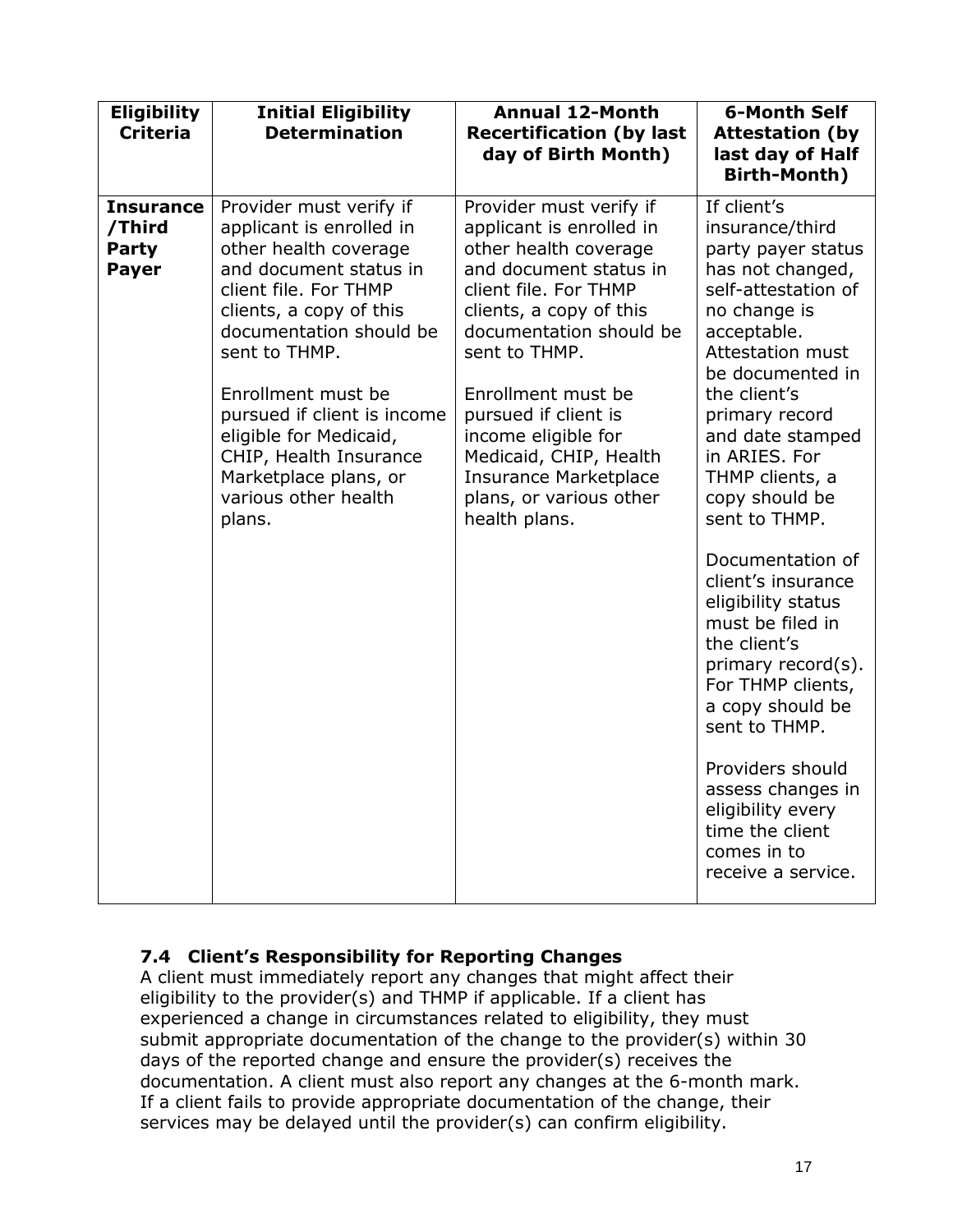| Eligibility Criteria | Initial Eligibility Determination | Annual 12-Month Recertification (by last day of Birth Month) | 6-Month Self Attestation (by last day of Half Birth-Month) |
|---|---|---|---|
| **Insurance/Third Party Payer** | Provider must verify if applicant is enrolled in other health coverage and document status in client file. For THMP clients, a copy of this documentation should be sent to THMP.<br><br>Enrollment must be pursued if client is income eligible for Medicaid, CHIP, Health Insurance Marketplace plans, or various other health plans. | Provider must verify if applicant is enrolled in other health coverage and document status in client file. For THMP clients, a copy of this documentation should be sent to THMP.<br><br>Enrollment must be pursued if client is income eligible for Medicaid, CHIP, Health Insurance Marketplace plans, or various other health plans. | If client's insurance/third party payer status has not changed, self-attestation of no change is acceptable. Attestation must be documented in the client's primary record and date stamped in ARIES. For THMP clients, a copy should be sent to THMP.<br><br>Documentation of client's insurance eligibility status must be filed in the client's primary record(s). For THMP clients, a copy should be sent to THMP.<br><br>Providers should assess changes in eligibility every time the client comes in to receive a service. |

### 7.4 Client's Responsibility for Reporting Changes

A client must immediately report any changes that might affect their eligibility to the provider(s) and THMP if applicable. If a client has experienced a change in circumstances related to eligibility, they must submit appropriate documentation of the change to the provider(s) within 30 days of the reported change and ensure the provider(s) receives the documentation. A client must also report any changes at the 6-month mark. If a client fails to provide appropriate documentation of the change, their services may be delayed until the provider(s) can confirm eligibility.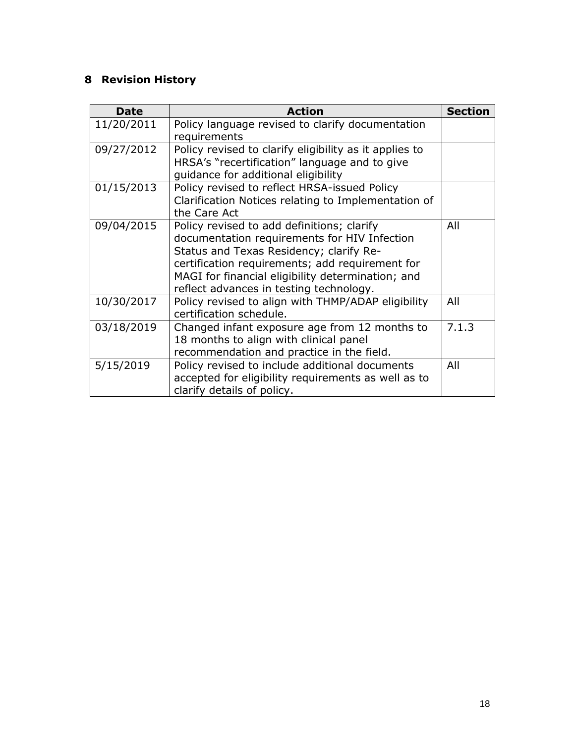## 8 Revision History

| Date | Action | Section |
|---|---|---|
| 11/20/2011 | Policy language revised to clarify documentation requirements | |
| 09/27/2012 | Policy revised to clarify eligibility as it applies to HRSA's "recertification" language and to give guidance for additional eligibility | |
| 01/15/2013 | Policy revised to reflect HRSA-issued Policy Clarification Notices relating to Implementation of the Care Act | |
| 09/04/2015 | Policy revised to add definitions; clarify documentation requirements for HIV Infection Status and Texas Residency; clarify Re-certification requirements; add requirement for MAGI for financial eligibility determination; and reflect advances in testing technology. | All |
| 10/30/2017 | Policy revised to align with THMP/ADAP eligibility certification schedule. | All |
| 03/18/2019 | Changed infant exposure age from 12 months to 18 months to align with clinical panel recommendation and practice in the field. | 7.1.3 |
| 5/15/2019 | Policy revised to include additional documents accepted for eligibility requirements as well as to clarify details of policy. | All |